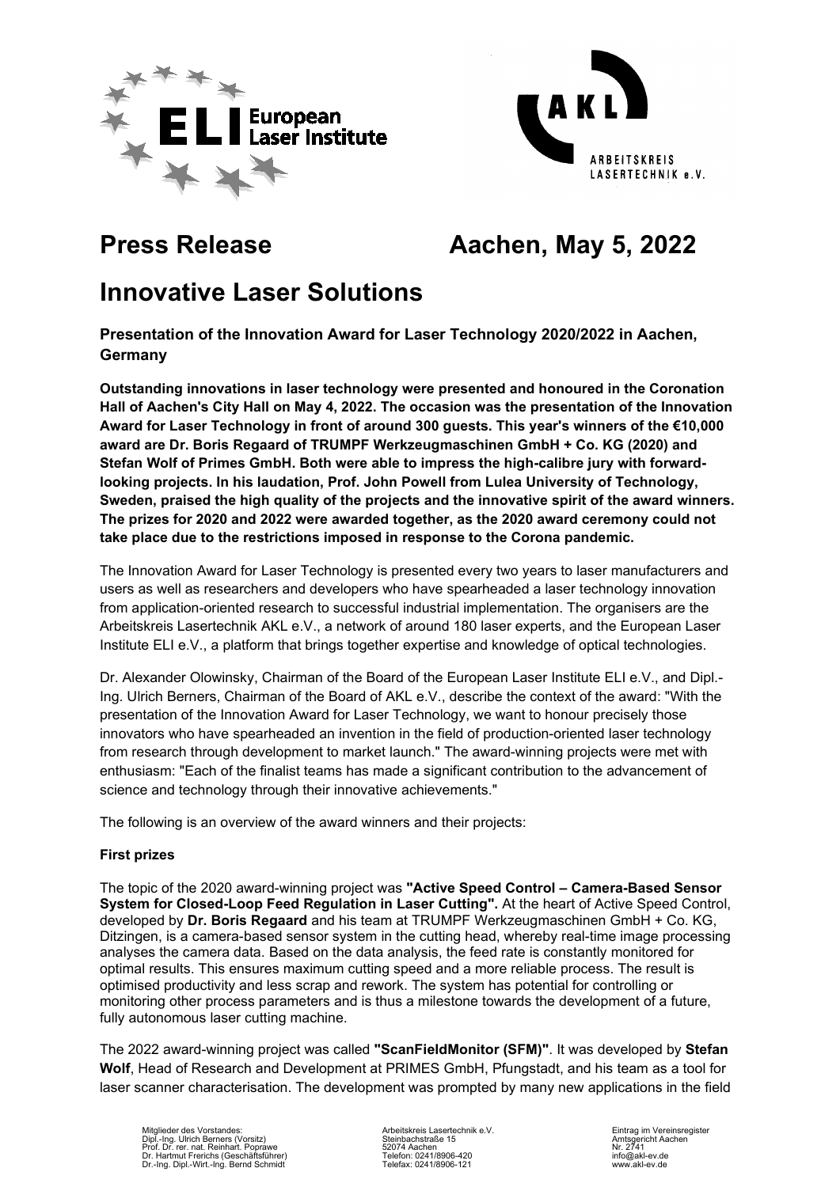# Press Release

**Aachen, May 5, 2022**

# Innovative Laser Solutions

**Presentation of the Innovation Award for Laser Technology 2020/2022 in Aachen, Germany**

**Outstanding innovations in laser technology were presented and honoured in the Coronation Hall of Aachen's City Hall on May 4, 2022. The occasion was the presentation of the Innovation Award for Laser Technology in front of around 300 guests. This year's winners of the €10,000 award are Dr. Boris Regaard of TRUMPF Werkzeugmaschinen GmbH + Co. KG (2020) and Stefan Wolf of Primes GmbH. Both were able to impress the high-calibre jury with forward-looking projects. In his laudation, Prof. John Powell from Lulea University of Technology, Sweden, praised the high quality of the projects and the innovative spirit of the award winners. The prizes for 2020 and 2022 were awarded together, as the 2020 award ceremony could not take place due to the restrictions imposed in response to the Corona pandemic.**

The Innovation Award for Laser Technology is presented every two years to laser manufacturers and users as well as researchers and developers who have spearheaded a laser technology innovation from application-oriented research to successful industrial implementation. The organisers are the Arbeitskreis Lasertechnik AKL e.V., a network of around 180 laser experts, and the European Laser Institute ELI e.V., a platform that brings together expertise and knowledge of optical technologies.

Dr. Alexander Olowinsky, Chairman of the Board of the European Laser Institute ELI e.V., and Dipl.-Ing. Ulrich Berners, Chairman of the Board of AKL e.V., describe the context of the award: "With the presentation of the Innovation Award for Laser Technology, we want to honour precisely those innovators who have spearheaded an invention in the field of production-oriented laser technology from research through development to market launch." The award-winning projects were met with enthusiasm: "Each of the finalist teams has made a significant contribution to the advancement of science and technology through their innovative achievements."

The following is an overview of the award winners and their projects:

### First prizes

The topic of the 2020 award-winning project was **"Active Speed Control – Camera-Based Sensor System for Closed-Loop Feed Regulation in Laser Cutting".** At the heart of Active Speed Control, developed by **Dr. Boris Regaard** and his team at TRUMPF Werkzeugmaschinen GmbH + Co. KG, Ditzingen, is a camera-based sensor system in the cutting head, whereby real-time image processing analyses the camera data. Based on the data analysis, the feed rate is constantly monitored for optimal results. This ensures maximum cutting speed and a more reliable process. The result is optimised productivity and less scrap and rework. The system has potential for controlling or monitoring other process parameters and is thus a milestone towards the development of a future, fully autonomous laser cutting machine.

The 2022 award-winning project was called **"ScanFieldMonitor (SFM)"**. It was developed by **Stefan Wolf**, Head of Research and Development at PRIMES GmbH, Pfungstadt, and his team as a tool for laser scanner characterisation. The development was prompted by many new applications in the field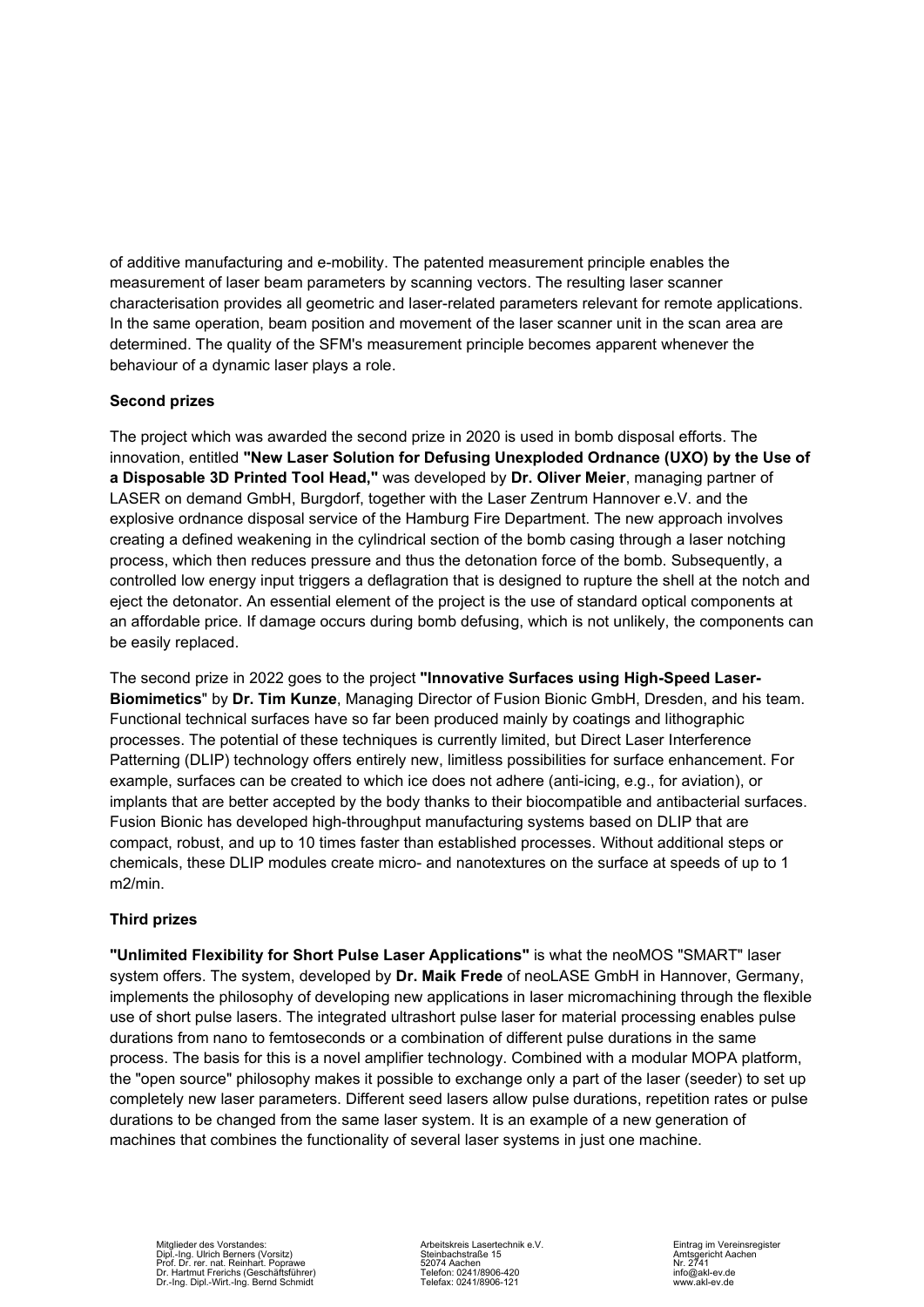of additive manufacturing and e-mobility. The patented measurement principle enables the measurement of laser beam parameters by scanning vectors. The resulting laser scanner characterisation provides all geometric and laser-related parameters relevant for remote applications. In the same operation, beam position and movement of the laser scanner unit in the scan area are determined. The quality of the SFM's measurement principle becomes apparent whenever the behaviour of a dynamic laser plays a role.

**Second prizes**

The project which was awarded the second prize in 2020 is used in bomb disposal efforts. The innovation, entitled **"New Laser Solution for Defusing Unexploded Ordnance (UXO) by the Use of a Disposable 3D Printed Tool Head,"** was developed by **Dr. Oliver Meier**, managing partner of LASER on demand GmbH, Burgdorf, together with the Laser Zentrum Hannover e.V. and the explosive ordnance disposal service of the Hamburg Fire Department. The new approach involves creating a defined weakening in the cylindrical section of the bomb casing through a laser notching process, which then reduces pressure and thus the detonation force of the bomb. Subsequently, a controlled low energy input triggers a deflagration that is designed to rupture the shell at the notch and eject the detonator. An essential element of the project is the use of standard optical components at an affordable price. If damage occurs during bomb defusing, which is not unlikely, the components can be easily replaced.

The second prize in 2022 goes to the project **"Innovative Surfaces using High-Speed Laser-Biomimetics"** by **Dr. Tim Kunze**, Managing Director of Fusion Bionic GmbH, Dresden, and his team. Functional technical surfaces have so far been produced mainly by coatings and lithographic processes. The potential of these techniques is currently limited, but Direct Laser Interference Patterning (DLIP) technology offers entirely new, limitless possibilities for surface enhancement. For example, surfaces can be created to which ice does not adhere (anti-icing, e.g., for aviation), or implants that are better accepted by the body thanks to their biocompatible and antibacterial surfaces. Fusion Bionic has developed high-throughput manufacturing systems based on DLIP that are compact, robust, and up to 10 times faster than established processes. Without additional steps or chemicals, these DLIP modules create micro- and nanotextures on the surface at speeds of up to 1 m2/min.

**Third prizes**

**"Unlimited Flexibility for Short Pulse Laser Applications"** is what the neoMOS "SMART" laser system offers. The system, developed by **Dr. Maik Frede** of neoLASE GmbH in Hannover, Germany, implements the philosophy of developing new applications in laser micromachining through the flexible use of short pulse lasers. The integrated ultrashort pulse laser for material processing enables pulse durations from nano to femtoseconds or a combination of different pulse durations in the same process. The basis for this is a novel amplifier technology. Combined with a modular MOPA platform, the "open source" philosophy makes it possible to exchange only a part of the laser (seeder) to set up completely new laser parameters. Different seed lasers allow pulse durations, repetition rates or pulse durations to be changed from the same laser system. It is an example of a new generation of machines that combines the functionality of several laser systems in just one machine.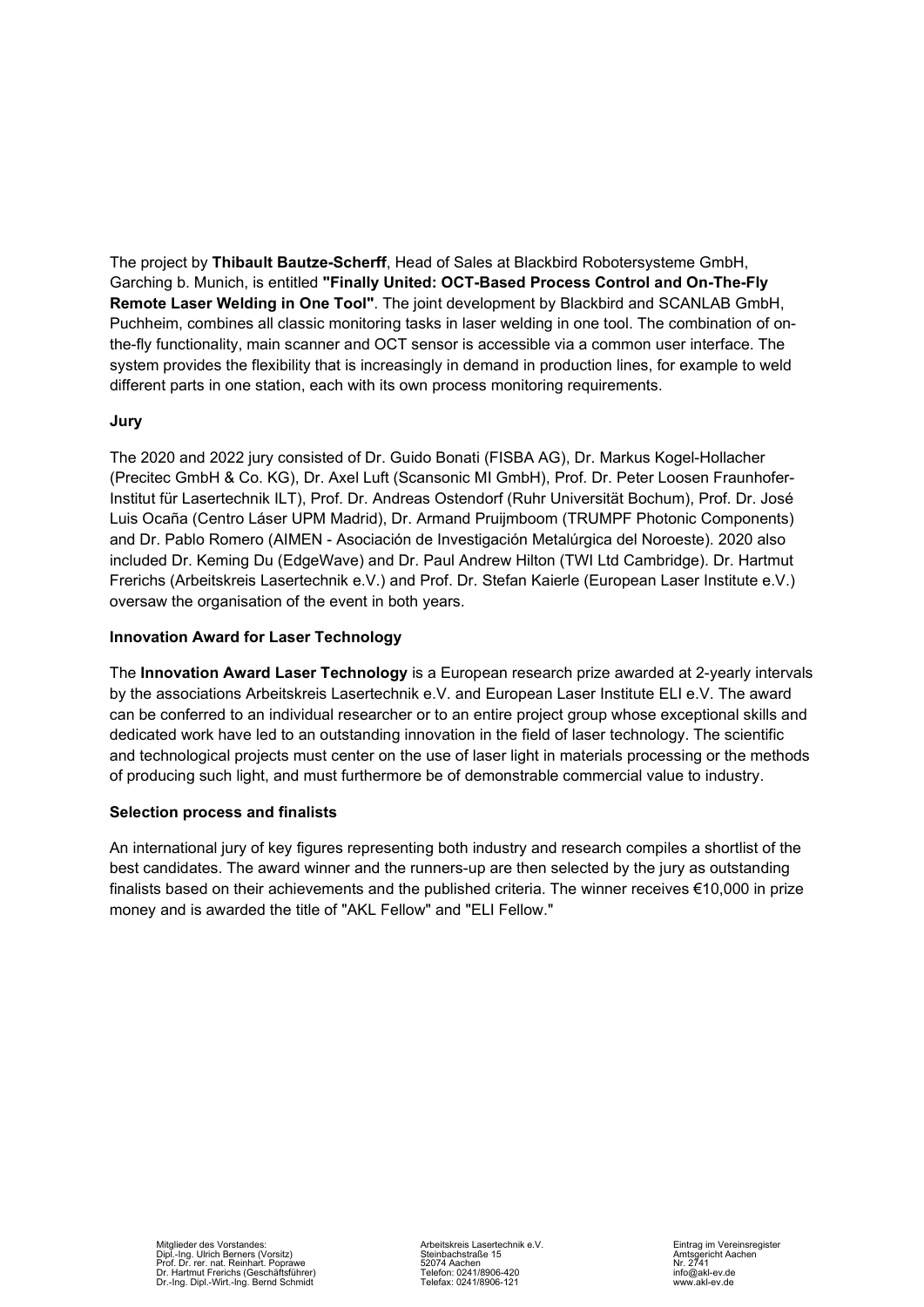The project by **Thibault Bautze-Scherff**, Head of Sales at Blackbird Robotersysteme GmbH, Garching b. Munich, is entitled **"Finally United: OCT-Based Process Control and On-The-Fly Remote Laser Welding in One Tool"**. The joint development by Blackbird and SCANLAB GmbH, Puchheim, combines all classic monitoring tasks in laser welding in one tool. The combination of on-the-fly functionality, main scanner and OCT sensor is accessible via a common user interface. The system provides the flexibility that is increasingly in demand in production lines, for example to weld different parts in one station, each with its own process monitoring requirements.

**Jury**

The 2020 and 2022 jury consisted of Dr. Guido Bonati (FISBA AG), Dr. Markus Kogel-Hollacher (Precitec GmbH & Co. KG), Dr. Axel Luft (Scansonic MI GmbH), Prof. Dr. Peter Loosen Fraunhofer-Institut für Lasertechnik ILT), Prof. Dr. Andreas Ostendorf (Ruhr Universität Bochum), Prof. Dr. José Luis Ocaña (Centro Láser UPM Madrid), Dr. Armand Pruijmboom (TRUMPF Photonic Components) and Dr. Pablo Romero (AIMEN - Asociación de Investigación Metalúrgica del Noroeste). 2020 also included Dr. Keming Du (EdgeWave) and Dr. Paul Andrew Hilton (TWI Ltd Cambridge). Dr. Hartmut Frerichs (Arbeitskreis Lasertechnik e.V.) and Prof. Dr. Stefan Kaierle (European Laser Institute e.V.) oversaw the organisation of the event in both years.

**Innovation Award for Laser Technology**

The **Innovation Award Laser Technology** is a European research prize awarded at 2-yearly intervals by the associations Arbeitskreis Lasertechnik e.V. and European Laser Institute ELI e.V. The award can be conferred to an individual researcher or to an entire project group whose exceptional skills and dedicated work have led to an outstanding innovation in the field of laser technology. The scientific and technological projects must center on the use of laser light in materials processing or the methods of producing such light, and must furthermore be of demonstrable commercial value to industry.

**Selection process and finalists**

An international jury of key figures representing both industry and research compiles a shortlist of the best candidates. The award winner and the runners-up are then selected by the jury as outstanding finalists based on their achievements and the published criteria. The winner receives €10,000 in prize money and is awarded the title of "AKL Fellow" and "ELI Fellow."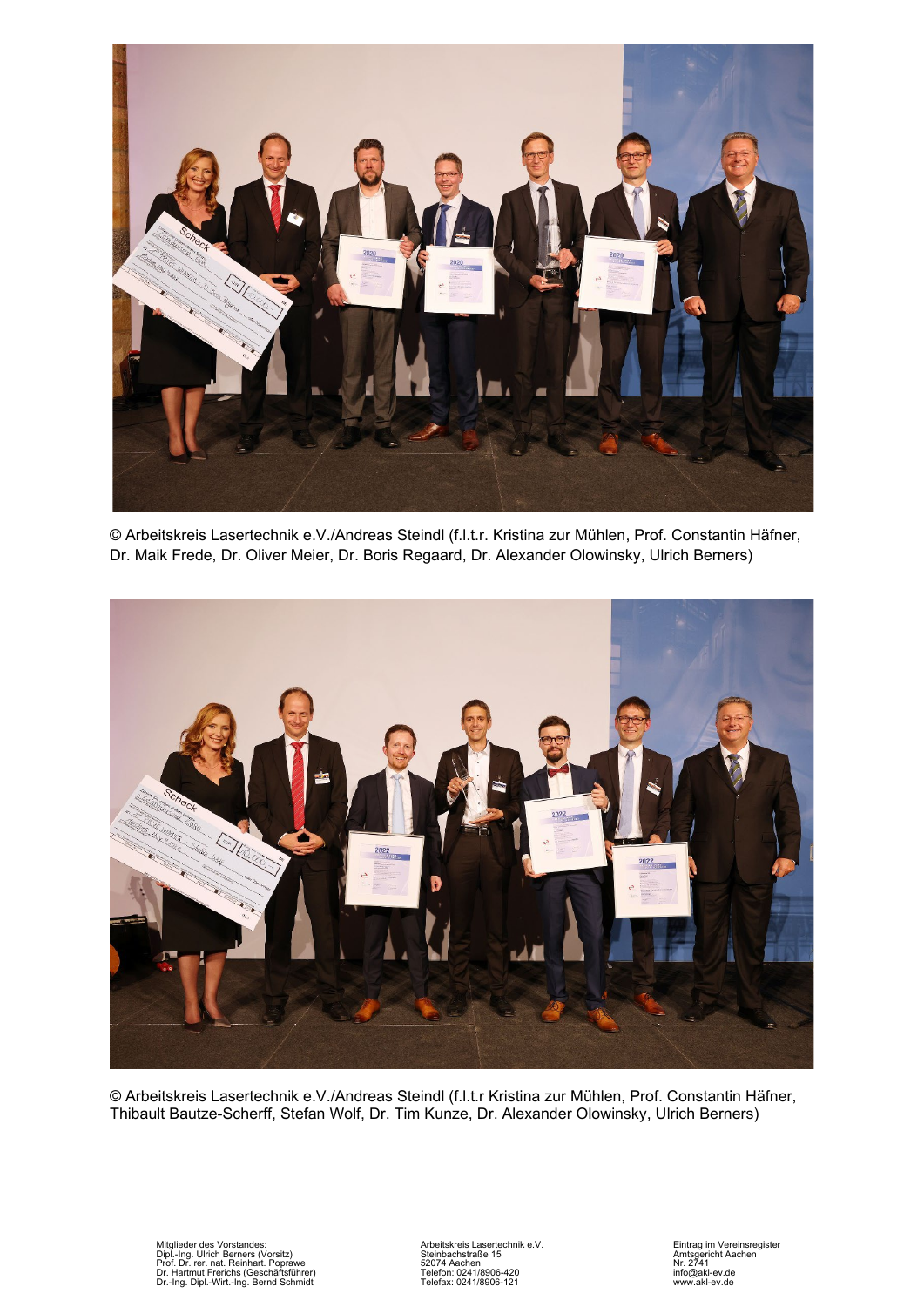© Arbeitskreis Lasertechnik e.V./Andreas Steindl (f.l.t.r. Kristina zur Mühlen, Prof. Constantin Häfner, Dr. Maik Frede, Dr. Oliver Meier, Dr. Boris Regaard, Dr. Alexander Olowinsky, Ulrich Berners)

© Arbeitskreis Lasertechnik e.V./Andreas Steindl (f.l.t.r Kristina zur Mühlen, Prof. Constantin Häfner, Thibault Bautze-Scherff, Stefan Wolf, Dr. Tim Kunze, Dr. Alexander Olowinsky, Ulrich Berners)

Mitglieder des Vorstandes:
Dipl.-Ing. Ulrich Berners (Vorsitz)
Prof. Dr. rer. nat. Reinhart. Poprawe
Dr. Hartmut Frerichs (Geschäftsführer)
Dr.-Ing. Dipl.-Wirt.-Ing. Bernd Schmidt

Arbeitskreis Lasertechnik e.V.
Steinbachstraße 15
52074 Aachen
Telefon: 0241/8906-420
Telefax: 0241/8906-121

Eintrag im Vereinsregister
Amtsgericht Aachen
Nr. 2741
info@akl-ev.de
www.akl-ev.de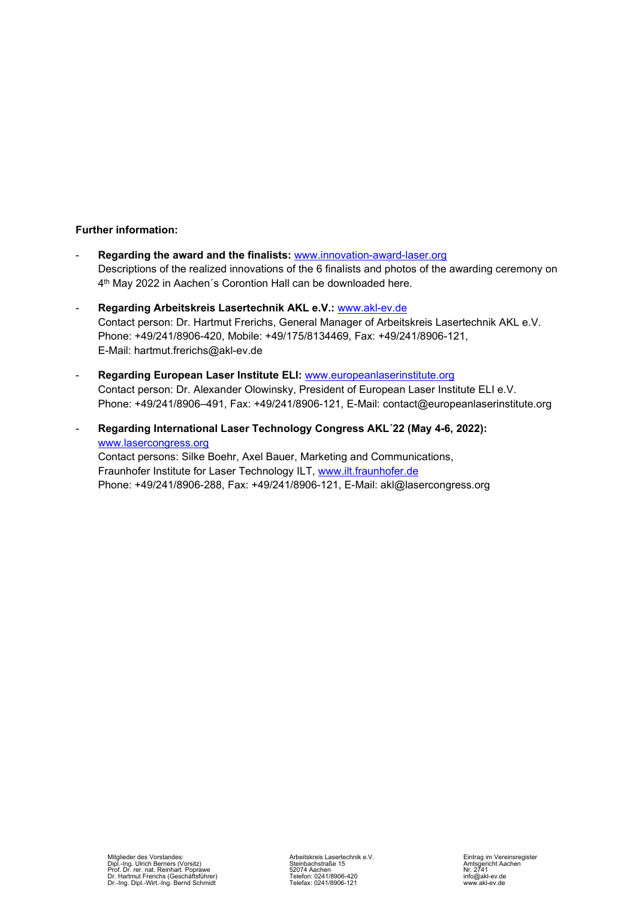**Further information:**

- **Regarding the award and the finalists:** www.innovation-award-laser.org
  Descriptions of the realized innovations of the 6 finalists and photos of the awarding ceremony on 4th May 2022 in Aachen´s Corontion Hall can be downloaded here.

- **Regarding Arbeitskreis Lasertechnik AKL e.V.:** www.akl-ev.de
  Contact person: Dr. Hartmut Frerichs, General Manager of Arbeitskreis Lasertechnik AKL e.V.
  Phone: +49/241/8906-420, Mobile: +49/175/8134469, Fax: +49/241/8906-121,
  E-Mail: hartmut.frerichs@akl-ev.de

- **Regarding European Laser Institute ELI:** www.europeanlaserinstitute.org
  Contact person: Dr. Alexander Olowinsky, President of European Laser Institute ELI e.V.
  Phone: +49/241/8906–491, Fax: +49/241/8906-121, E-Mail: contact@europeanlaserinstitute.org

- **Regarding International Laser Technology Congress AKL´22 (May 4-6, 2022):** www.lasercongress.org
  Contact persons: Silke Boehr, Axel Bauer, Marketing and Communications,
  Fraunhofer Institute for Laser Technology ILT, www.ilt.fraunhofer.de
  Phone: +49/241/8906-288, Fax: +49/241/8906-121, E-Mail: akl@lasercongress.org